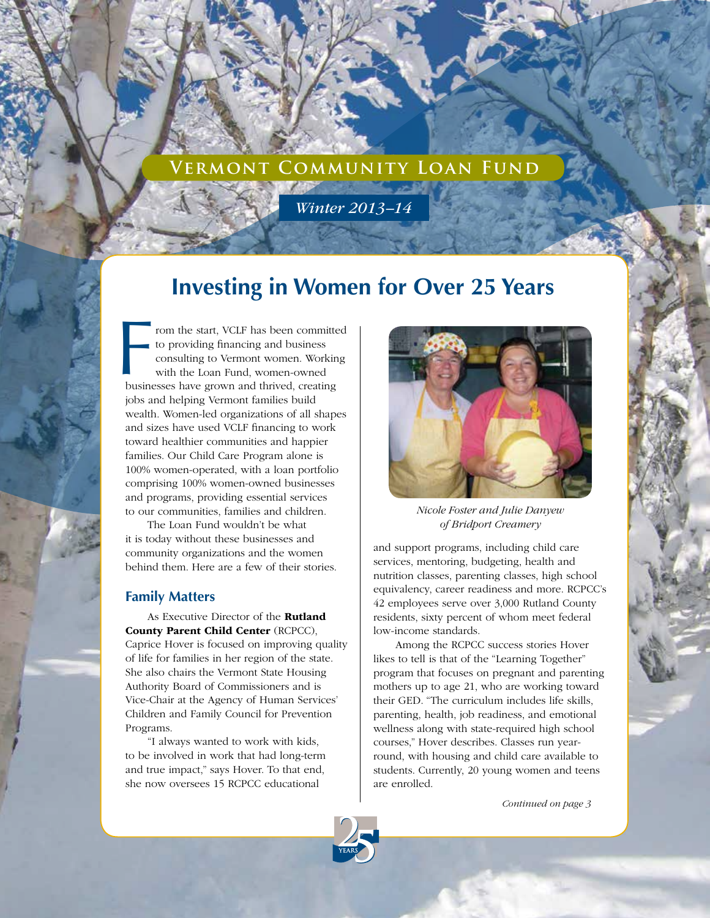Vermont Community Loan Fund

*Winter 2013–14*

# Investing in Women for Over 25 Years

From the start, VCLF has been committed to providing financing and business consulting to Vermont women. Working with the Loan Fund, women-owned businesses have grown and thrived, creating jobs and helping Vermont families build wealth. Women-led organizations of all shapes and sizes have used VCLF financing to work toward healthier communities and happier families. Our Child Care Program alone is 100% women-operated, with a loan portfolio comprising 100% women-owned businesses and programs, providing essential services to our communities, families and children.

The Loan Fund wouldn't be what it is today without these businesses and community organizations and the women behind them. Here are a few of their stories.

*Nicole Foster and Julie Danyew of Bridport Creamery*

## Family Matters

As Executive Director of the **Rutland County Parent Child Center** (RCPCC), Caprice Hover is focused on improving quality of life for families in her region of the state. She also chairs the Vermont State Housing Authority Board of Commissioners and is Vice-Chair at the Agency of Human Services' Children and Family Council for Prevention Programs.

"I always wanted to work with kids, to be involved in work that had long-term and true impact," says Hover. To that end, she now oversees 15 RCPCC educational and support programs, including child care services, mentoring, budgeting, health and nutrition classes, parenting classes, high school equivalency, career readiness and more. RCPCC's 42 employees serve over 3,000 Rutland County residents, sixty percent of whom meet federal low-income standards.

Among the RCPCC success stories Hover likes to tell is that of the "Learning Together" program that focuses on pregnant and parenting mothers up to age 21, who are working toward their GED. "The curriculum includes life skills, parenting, health, job readiness, and emotional wellness along with state-required high school courses," Hover describes. Classes run year-round, with housing and child care available to students. Currently, 20 young women and teens are enrolled.

*Continued on page 3*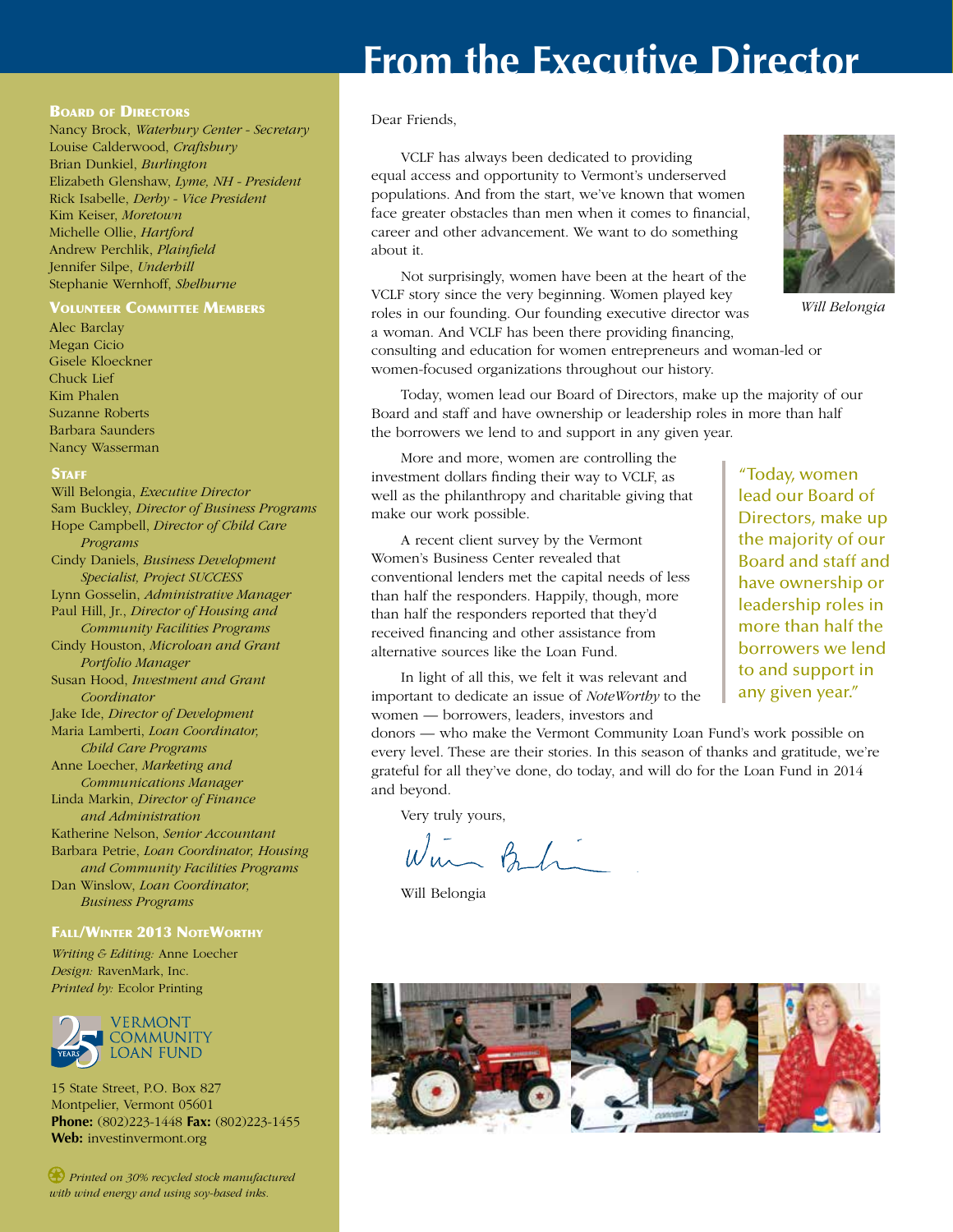# From the Executive Director

Dear Friends,

VCLF has always been dedicated to providing equal access and opportunity to Vermont's underserved populations. And from the start, we've known that women face greater obstacles than men when it comes to financial, career and other advancement. We want to do something about it.

Not surprisingly, women have been at the heart of the VCLF story since the very beginning. Women played key roles in our founding. Our founding executive director was a woman. And VCLF has been there providing financing, consulting and education for women entrepreneurs and woman-led or women-focused organizations throughout our history.

*Will Belongia*

Today, women lead our Board of Directors, make up the majority of our Board and staff and have ownership or leadership roles in more than half the borrowers we lend to and support in any given year.

More and more, women are controlling the investment dollars finding their way to VCLF, as well as the philanthropy and charitable giving that make our work possible.

A recent client survey by the Vermont Women's Business Center revealed that conventional lenders met the capital needs of less than half the responders. Happily, though, more than half the responders reported that they'd received financing and other assistance from alternative sources like the Loan Fund.

In light of all this, we felt it was relevant and important to dedicate an issue of *NoteWorthy* to the women — borrowers, leaders, investors and donors — who make the Vermont Community Loan Fund's work possible on every level. These are their stories. In this season of thanks and gratitude, we're grateful for all they've done, do today, and will do for the Loan Fund in 2014 and beyond.

> "Today, women lead our Board of Directors, make up the majority of our Board and staff and have ownership or leadership roles in more than half the borrowers we lend to and support in any given year."

Very truly yours,

Will Belongia

---

### Board of Directors

Nancy Brock, *Waterbury Center - Secretary*
Louise Calderwood, *Craftsbury*
Brian Dunkiel, *Burlington*
Elizabeth Glenshaw, *Lyme, NH - President*
Rick Isabelle, *Derby - Vice President*
Kim Keiser, *Moretown*
Michelle Ollie, *Hartford*
Andrew Perchlik, *Plainfield*
Jennifer Silpe, *Underhill*
Stephanie Wernhoff, *Shelburne*

### Volunteer Committee Members

Alec Barclay
Megan Cicio
Gisele Kloeckner
Chuck Lief
Kim Phalen
Suzanne Roberts
Barbara Saunders
Nancy Wasserman

### Staff

Will Belongia, *Executive Director*
Sam Buckley, *Director of Business Programs*
Hope Campbell, *Director of Child Care Programs*
Cindy Daniels, *Business Development Specialist, Project SUCCESS*
Lynn Gosselin, *Administrative Manager*
Paul Hill, Jr., *Director of Housing and Community Facilities Programs*
Cindy Houston, *Microloan and Grant Portfolio Manager*
Susan Hood, *Investment and Grant Coordinator*
Jake Ide, *Director of Development*
Maria Lamberti, *Loan Coordinator, Child Care Programs*
Anne Loecher, *Marketing and Communications Manager*
Linda Markin, *Director of Finance and Administration*
Katherine Nelson, *Senior Accountant*
Barbara Petrie, *Loan Coordinator, Housing and Community Facilities Programs*
Dan Winslow, *Loan Coordinator, Business Programs*

### Fall/Winter 2013 NoteWorthy

*Writing & Editing:* Anne Loecher
*Design:* RavenMark, Inc.
*Printed by:* Ecolor Printing

25 YEARS VERMONT COMMUNITY LOAN FUND

15 State Street, P.O. Box 827
Montpelier, Vermont 05601
**Phone:** (802)223-1448 **Fax:** (802)223-1455
**Web:** investinvermont.org

*Printed on 30% recycled stock manufactured with wind energy and using soy-based inks.*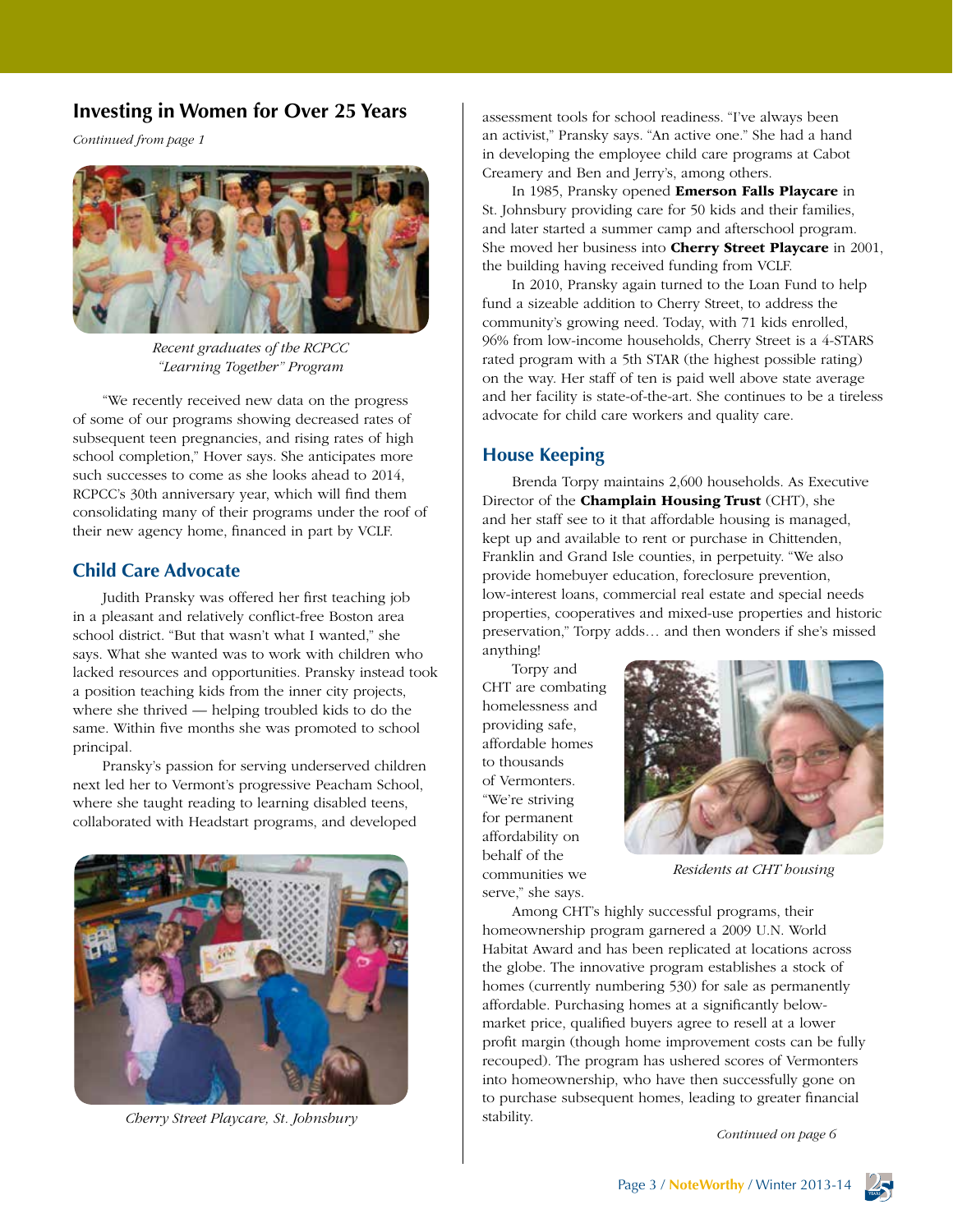## Investing in Women for Over 25 Years

*Continued from page 1*

*Recent graduates of the RCPCC "Learning Together" Program*

"We recently received new data on the progress of some of our programs showing decreased rates of subsequent teen pregnancies, and rising rates of high school completion," Hover says. She anticipates more such successes to come as she looks ahead to 2014, RCPCC's 30th anniversary year, which will find them consolidating many of their programs under the roof of their new agency home, financed in part by VCLF.

### Child Care Advocate

Judith Pransky was offered her first teaching job in a pleasant and relatively conflict-free Boston area school district. "But that wasn't what I wanted," she says. What she wanted was to work with children who lacked resources and opportunities. Pransky instead took a position teaching kids from the inner city projects, where she thrived — helping troubled kids to do the same. Within five months she was promoted to school principal.

Pransky's passion for serving underserved children next led her to Vermont's progressive Peacham School, where she taught reading to learning disabled teens, collaborated with Headstart programs, and developed assessment tools for school readiness. "I've always been an activist," Pransky says. "An active one." She had a hand in developing the employee child care programs at Cabot Creamery and Ben and Jerry's, among others.

In 1985, Pransky opened **Emerson Falls Playcare** in St. Johnsbury providing care for 50 kids and their families, and later started a summer camp and afterschool program. She moved her business into **Cherry Street Playcare** in 2001, the building having received funding from VCLF.

In 2010, Pransky again turned to the Loan Fund to help fund a sizeable addition to Cherry Street, to address the community's growing need. Today, with 71 kids enrolled, 96% from low-income households, Cherry Street is a 4-STARS rated program with a 5th STAR (the highest possible rating) on the way. Her staff of ten is paid well above state average and her facility is state-of-the-art. She continues to be a tireless advocate for child care workers and quality care.

*Cherry Street Playcare, St. Johnsbury*

### House Keeping

Brenda Torpy maintains 2,600 households. As Executive Director of the **Champlain Housing Trust** (CHT), she and her staff see to it that affordable housing is managed, kept up and available to rent or purchase in Chittenden, Franklin and Grand Isle counties, in perpetuity. "We also provide homebuyer education, foreclosure prevention, low-interest loans, commercial real estate and special needs properties, cooperatives and mixed-use properties and historic preservation," Torpy adds… and then wonders if she's missed anything!

Torpy and CHT are combating homelessness and providing safe, affordable homes to thousands of Vermonters. "We're striving for permanent affordability on behalf of the communities we serve," she says.

*Residents at CHT housing*

Among CHT's highly successful programs, their homeownership program garnered a 2009 U.N. World Habitat Award and has been replicated at locations across the globe. The innovative program establishes a stock of homes (currently numbering 530) for sale as permanently affordable. Purchasing homes at a significantly below-market price, qualified buyers agree to resell at a lower profit margin (though home improvement costs can be fully recouped). The program has ushered scores of Vermonters into homeownership, who have then successfully gone on to purchase subsequent homes, leading to greater financial stability.

*Continued on page 6*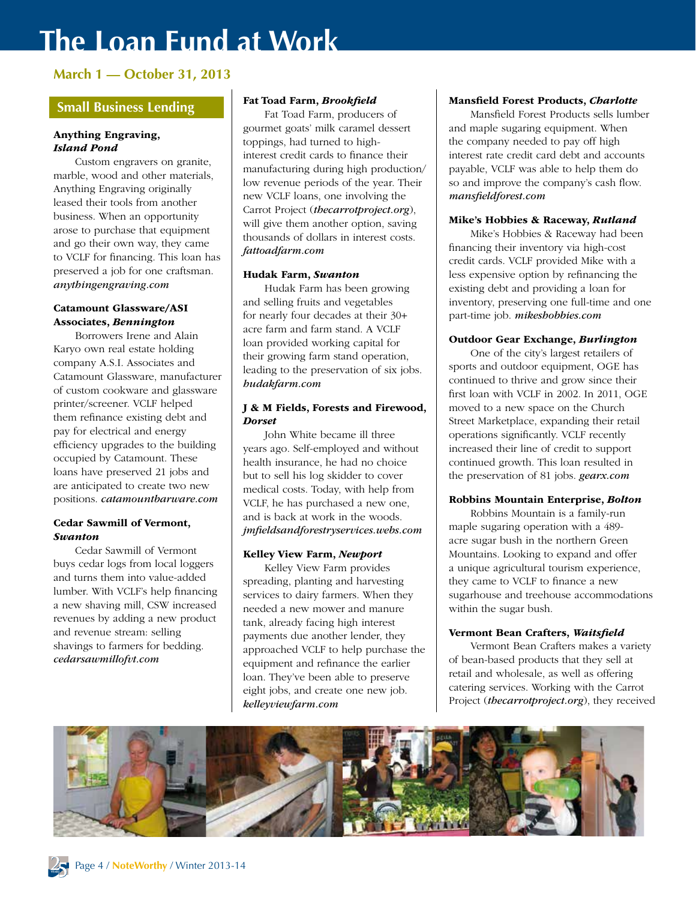# The Loan Fund at Work

## March 1 — October 31, 2013

### Small Business Lending

**Anything Engraving, *Island Pond***

Custom engravers on granite, marble, wood and other materials, Anything Engraving originally leased their tools from another business. When an opportunity arose to purchase that equipment and go their own way, they came to VCLF for financing. This loan has preserved a job for one craftsman. *anythingengraving.com*

**Catamount Glassware/ASI Associates, *Bennington***

Borrowers Irene and Alain Karyo own real estate holding company A.S.I. Associates and Catamount Glassware, manufacturer of custom cookware and glassware printer/screener. VCLF helped them refinance existing debt and pay for electrical and energy efficiency upgrades to the building occupied by Catamount. These loans have preserved 21 jobs and are anticipated to create two new positions. *catamountbarware.com*

**Cedar Sawmill of Vermont, *Swanton***

Cedar Sawmill of Vermont buys cedar logs from local loggers and turns them into value-added lumber. With VCLF's help financing a new shaving mill, CSW increased revenues by adding a new product and revenue stream: selling shavings to farmers for bedding. *cedarsawmillofvt.com*

**Fat Toad Farm, *Brookfield***

Fat Toad Farm, producers of gourmet goats' milk caramel dessert toppings, had turned to high-interest credit cards to finance their manufacturing during high production/low revenue periods of the year. Their new VCLF loans, one involving the Carrot Project (*thecarrotproject.org*), will give them another option, saving thousands of dollars in interest costs. *fattoadfarm.com*

**Hudak Farm, *Swanton***

Hudak Farm has been growing and selling fruits and vegetables for nearly four decades at their 30+ acre farm and farm stand. A VCLF loan provided working capital for their growing farm stand operation, leading to the preservation of six jobs. *hudakfarm.com*

**J & M Fields, Forests and Firewood, *Dorset***

John White became ill three years ago. Self-employed and without health insurance, he had no choice but to sell his log skidder to cover medical costs. Today, with help from VCLF, he has purchased a new one, and is back at work in the woods. *jmfieldsandforestryservices.webs.com*

**Kelley View Farm, *Newport***

Kelley View Farm provides spreading, planting and harvesting services to dairy farmers. When they needed a new mower and manure tank, already facing high interest payments due another lender, they approached VCLF to help purchase the equipment and refinance the earlier loan. They've been able to preserve eight jobs, and create one new job. *kelleyviewfarm.com*

**Mansfield Forest Products, *Charlotte***

Mansfield Forest Products sells lumber and maple sugaring equipment. When the company needed to pay off high interest rate credit card debt and accounts payable, VCLF was able to help them do so and improve the company's cash flow. *mansfieldforest.com*

**Mike's Hobbies & Raceway, *Rutland***

Mike's Hobbies & Raceway had been financing their inventory via high-cost credit cards. VCLF provided Mike with a less expensive option by refinancing the existing debt and providing a loan for inventory, preserving one full-time and one part-time job. *mikeshobbies.com*

**Outdoor Gear Exchange, *Burlington***

One of the city's largest retailers of sports and outdoor equipment, OGE has continued to thrive and grow since their first loan with VCLF in 2002. In 2011, OGE moved to a new space on the Church Street Marketplace, expanding their retail operations significantly. VCLF recently increased their line of credit to support continued growth. This loan resulted in the preservation of 81 jobs. *gearx.com*

**Robbins Mountain Enterprise, *Bolton***

Robbins Mountain is a family-run maple sugaring operation with a 489-acre sugar bush in the northern Green Mountains. Looking to expand and offer a unique agricultural tourism experience, they came to VCLF to finance a new sugarhouse and treehouse accommodations within the sugar bush.

**Vermont Bean Crafters, *Waitsfield***

Vermont Bean Crafters makes a variety of bean-based products that they sell at retail and wholesale, as well as offering catering services. Working with the Carrot Project (*thecarrotproject.org*), they received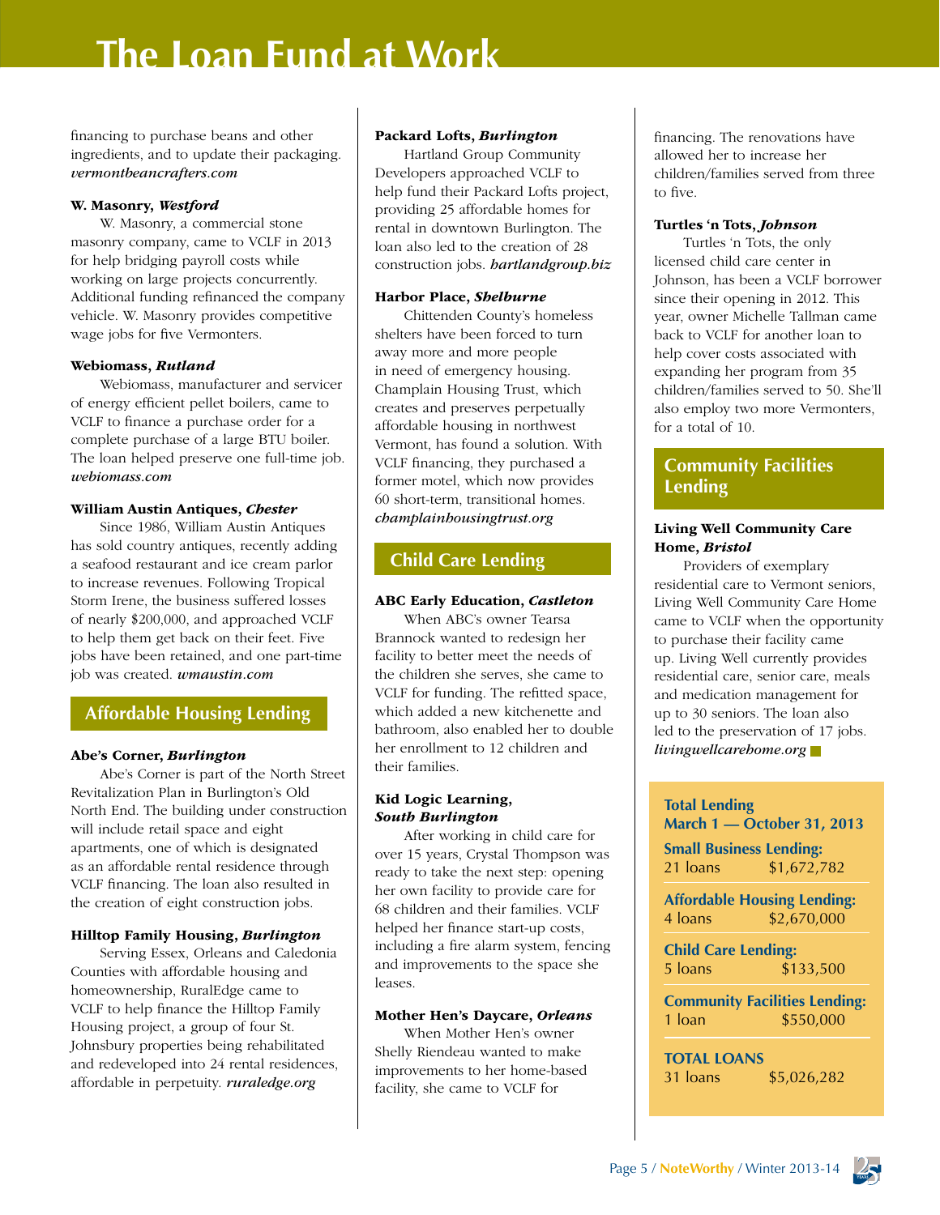# The Loan Fund at Work

financing to purchase beans and other ingredients, and to update their packaging. *vermontbeancrafters.com*

**W. Masonry, *Westford***

W. Masonry, a commercial stone masonry company, came to VCLF in 2013 for help bridging payroll costs while working on large projects concurrently. Additional funding refinanced the company vehicle. W. Masonry provides competitive wage jobs for five Vermonters.

**Webiomass, *Rutland***

Webiomass, manufacturer and servicer of energy efficient pellet boilers, came to VCLF to finance a purchase order for a complete purchase of a large BTU boiler. The loan helped preserve one full-time job. *webiomass.com*

**William Austin Antiques, *Chester***

Since 1986, William Austin Antiques has sold country antiques, recently adding a seafood restaurant and ice cream parlor to increase revenues. Following Tropical Storm Irene, the business suffered losses of nearly $200,000, and approached VCLF to help them get back on their feet. Five jobs have been retained, and one part-time job was created. *wmaustin.com*

## Affordable Housing Lending

**Abe's Corner, *Burlington***

Abe's Corner is part of the North Street Revitalization Plan in Burlington's Old North End. The building under construction will include retail space and eight apartments, one of which is designated as an affordable rental residence through VCLF financing. The loan also resulted in the creation of eight construction jobs.

**Hilltop Family Housing, *Burlington***

Serving Essex, Orleans and Caledonia Counties with affordable housing and homeownership, RuralEdge came to VCLF to help finance the Hilltop Family Housing project, a group of four St. Johnsbury properties being rehabilitated and redeveloped into 24 rental residences, affordable in perpetuity. *ruraledge.org*

**Packard Lofts, *Burlington***

Hartland Group Community Developers approached VCLF to help fund their Packard Lofts project, providing 25 affordable homes for rental in downtown Burlington. The loan also led to the creation of 28 construction jobs. *hartlandgroup.biz*

**Harbor Place, *Shelburne***

Chittenden County's homeless shelters have been forced to turn away more and more people in need of emergency housing. Champlain Housing Trust, which creates and preserves perpetually affordable housing in northwest Vermont, has found a solution. With VCLF financing, they purchased a former motel, which now provides 60 short-term, transitional homes. *champlainhousingtrust.org*

## Child Care Lending

**ABC Early Education, *Castleton***

When ABC's owner Tearsa Brannock wanted to redesign her facility to better meet the needs of the children she serves, she came to VCLF for funding. The refitted space, which added a new kitchenette and bathroom, also enabled her to double her enrollment to 12 children and their families.

**Kid Logic Learning, *South Burlington***

After working in child care for over 15 years, Crystal Thompson was ready to take the next step: opening her own facility to provide care for 68 children and their families. VCLF helped her finance start-up costs, including a fire alarm system, fencing and improvements to the space she leases.

**Mother Hen's Daycare, *Orleans***

When Mother Hen's owner Shelly Riendeau wanted to make improvements to her home-based facility, she came to VCLF for financing. The renovations have allowed her to increase her children/families served from three to five.

**Turtles 'n Tots, *Johnson***

Turtles 'n Tots, the only licensed child care center in Johnson, has been a VCLF borrower since their opening in 2012. This year, owner Michelle Tallman came back to VCLF for another loan to help cover costs associated with expanding her program from 35 children/families served to 50. She'll also employ two more Vermonters, for a total of 10.

## Community Facilities Lending

**Living Well Community Care Home, *Bristol***

Providers of exemplary residential care to Vermont seniors, Living Well Community Care Home came to VCLF when the opportunity to purchase their facility came up. Living Well currently provides residential care, senior care, meals and medication management for up to 30 seniors. The loan also led to the preservation of 17 jobs. *livingwellcarehome.org*

**Total Lending**
**March 1 — October 31, 2013**

| Category | Loans | Amount |
|---|---|---|
| **Small Business Lending:** | 21 loans | $1,672,782 |
| **Affordable Housing Lending:** | 4 loans | $2,670,000 |
| **Child Care Lending:** | 5 loans | $133,500 |
| **Community Facilities Lending:** | 1 loan | $550,000 |
| **TOTAL LOANS** | 31 loans | $5,026,282 |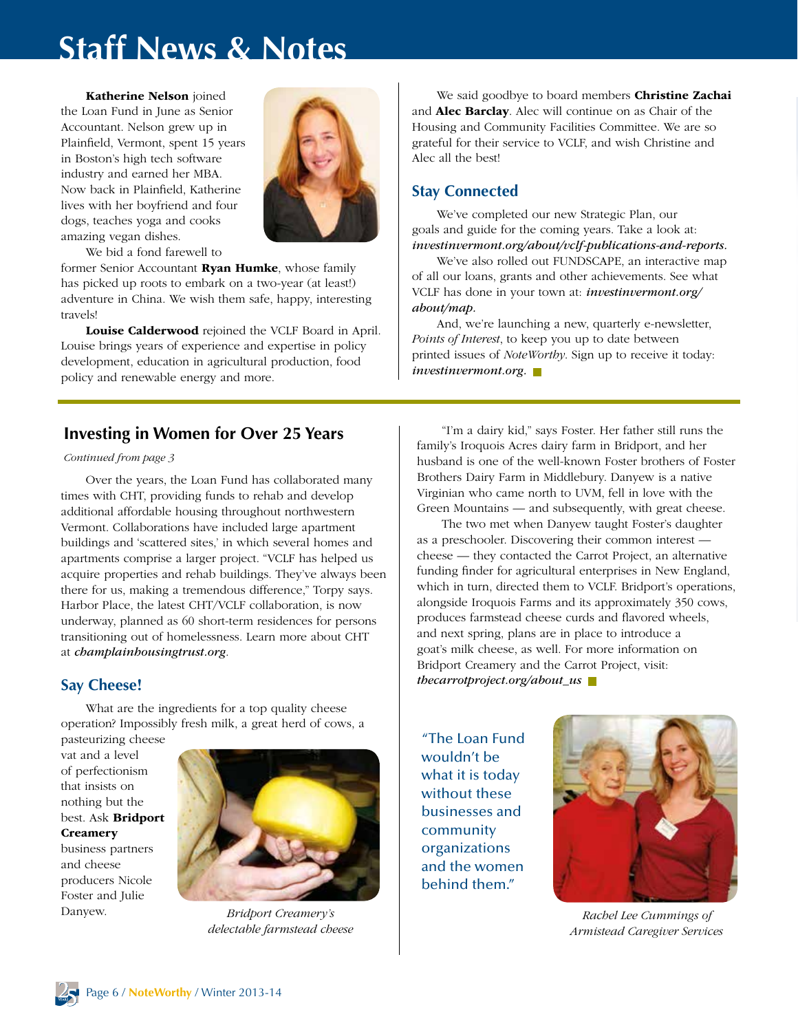# Staff News & Notes

**Katherine Nelson** joined the Loan Fund in June as Senior Accountant. Nelson grew up in Plainfield, Vermont, spent 15 years in Boston's high tech software industry and earned her MBA. Now back in Plainfield, Katherine lives with her boyfriend and four dogs, teaches yoga and cooks amazing vegan dishes.

We bid a fond farewell to former Senior Accountant **Ryan Humke**, whose family has picked up roots to embark on a two-year (at least!) adventure in China. We wish them safe, happy, interesting travels!

**Louise Calderwood** rejoined the VCLF Board in April. Louise brings years of experience and expertise in policy development, education in agricultural production, food policy and renewable energy and more.

We said goodbye to board members **Christine Zachai** and **Alec Barclay**. Alec will continue on as Chair of the Housing and Community Facilities Committee. We are so grateful for their service to VCLF, and wish Christine and Alec all the best!

## Stay Connected

We've completed our new Strategic Plan, our goals and guide for the coming years. Take a look at: ***investinvermont.org/about/vclf-publications-and-reports.***

We've also rolled out FUNDSCAPE, an interactive map of all our loans, grants and other achievements. See what VCLF has done in your town at: ***investinvermont.org/about/map.***

And, we're launching a new, quarterly e-newsletter, *Points of Interest*, to keep you up to date between printed issues of *NoteWorthy*. Sign up to receive it today: ***investinvermont.org.***

## Investing in Women for Over 25 Years

*Continued from page 3*

Over the years, the Loan Fund has collaborated many times with CHT, providing funds to rehab and develop additional affordable housing throughout northwestern Vermont. Collaborations have included large apartment buildings and 'scattered sites,' in which several homes and apartments comprise a larger project. "VCLF has helped us acquire properties and rehab buildings. They've always been there for us, making a tremendous difference," Torpy says. Harbor Place, the latest CHT/VCLF collaboration, is now underway, planned as 60 short-term residences for persons transitioning out of homelessness. Learn more about CHT at ***champlainhousingtrust.org***.

### Say Cheese!

What are the ingredients for a top quality cheese operation? Impossibly fresh milk, a great herd of cows, a pasteurizing cheese vat and a level of perfectionism that insists on nothing but the best. Ask **Bridport Creamery** business partners and cheese producers Nicole Foster and Julie Danyew.

*Bridport Creamery's delectable farmstead cheese*

"I'm a dairy kid," says Foster. Her father still runs the family's Iroquois Acres dairy farm in Bridport, and her husband is one of the well-known Foster brothers of Foster Brothers Dairy Farm in Middlebury. Danyew is a native Virginian who came north to UVM, fell in love with the Green Mountains — and subsequently, with great cheese.

The two met when Danyew taught Foster's daughter as a preschooler. Discovering their common interest — cheese — they contacted the Carrot Project, an alternative funding finder for agricultural enterprises in New England, which in turn, directed them to VCLF. Bridport's operations, alongside Iroquois Farms and its approximately 350 cows, produces farmstead cheese curds and flavored wheels, and next spring, plans are in place to introduce a goat's milk cheese, as well. For more information on Bridport Creamery and the Carrot Project, visit: ***thecarrotproject.org/about_us***

"The Loan Fund wouldn't be what it is today without these businesses and community organizations and the women behind them."

*Rachel Lee Cummings of Armistead Caregiver Services*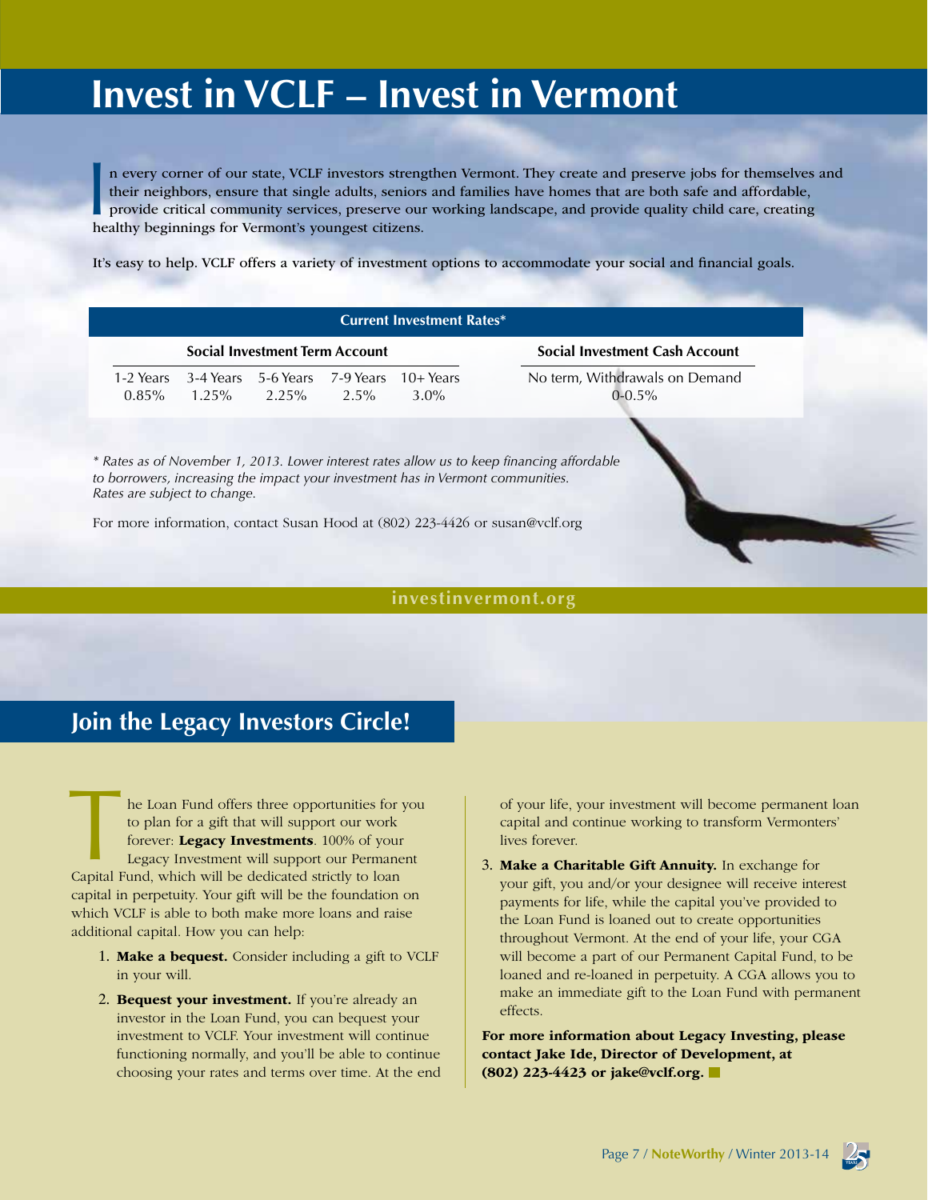# Invest in VCLF – Invest in Vermont

In every corner of our state, VCLF investors strengthen Vermont. They create and preserve jobs for themselves and their neighbors, ensure that single adults, seniors and families have homes that are both safe and affordable, provide critical community services, preserve our working landscape, and provide quality child care, creating healthy beginnings for Vermont's youngest citizens.

It's easy to help. VCLF offers a variety of investment options to accommodate your social and financial goals.

| Current Investment Rates* | | | | | |
|---|---|---|---|---|---|
| Social Investment Term Account | | | | | Social Investment Cash Account |
| 1-2 Years | 3-4 Years | 5-6 Years | 7-9 Years | 10+ Years | No term, Withdrawals on Demand |
| 0.85% | 1.25% | 2.25% | 2.5% | 3.0% | 0-0.5% |

*\* Rates as of November 1, 2013. Lower interest rates allow us to keep financing affordable to borrowers, increasing the impact your investment has in Vermont communities. Rates are subject to change.*

For more information, contact Susan Hood at (802) 223-4426 or susan@vclf.org

**investinvermont.org**

## Join the Legacy Investors Circle!

The Loan Fund offers three opportunities for you to plan for a gift that will support our work forever: **Legacy Investments**. 100% of your Legacy Investment will support our Permanent Capital Fund, which will be dedicated strictly to loan capital in perpetuity. Your gift will be the foundation on which VCLF is able to both make more loans and raise additional capital. How you can help:

1. **Make a bequest.** Consider including a gift to VCLF in your will.
2. **Bequest your investment.** If you're already an investor in the Loan Fund, you can bequest your investment to VCLF. Your investment will continue functioning normally, and you'll be able to continue choosing your rates and terms over time. At the end of your life, your investment will become permanent loan capital and continue working to transform Vermonters' lives forever.
3. **Make a Charitable Gift Annuity.** In exchange for your gift, you and/or your designee will receive interest payments for life, while the capital you've provided to the Loan Fund is loaned out to create opportunities throughout Vermont. At the end of your life, your CGA will become a part of our Permanent Capital Fund, to be loaned and re-loaned in perpetuity. A CGA allows you to make an immediate gift to the Loan Fund with permanent effects.

**For more information about Legacy Investing, please contact Jake Ide, Director of Development, at (802) 223-4423 or jake@vclf.org.**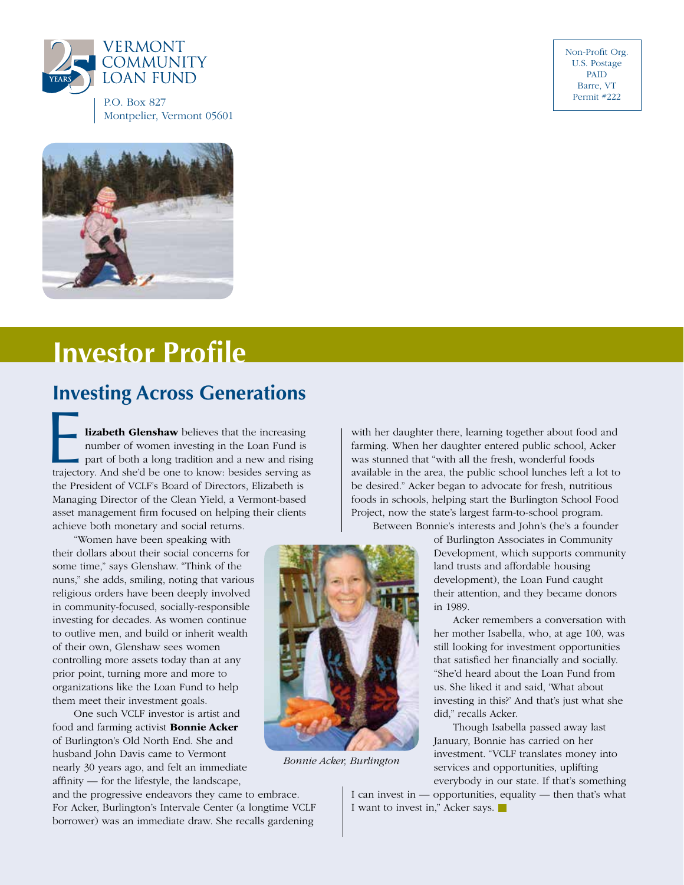VERMONT COMMUNITY LOAN FUND

25 YEARS

P.O. Box 827
Montpelier, Vermont 05601

Non-Profit Org.
U.S. Postage
PAID
Barre, VT
Permit #222

# Investor Profile

## Investing Across Generations

**Elizabeth Glenshaw** believes that the increasing number of women investing in the Loan Fund is part of both a long tradition and a new and rising trajectory. And she'd be one to know: besides serving as the President of VCLF's Board of Directors, Elizabeth is Managing Director of the Clean Yield, a Vermont-based asset management firm focused on helping their clients achieve both monetary and social returns.

"Women have been speaking with their dollars about their social concerns for some time," says Glenshaw. "Think of the nuns," she adds, smiling, noting that various religious orders have been deeply involved in community-focused, socially-responsible investing for decades. As women continue to outlive men, and build or inherit wealth of their own, Glenshaw sees women controlling more assets today than at any prior point, turning more and more to organizations like the Loan Fund to help them meet their investment goals.

One such VCLF investor is artist and food and farming activist **Bonnie Acker** of Burlington's Old North End. She and husband John Davis came to Vermont nearly 30 years ago, and felt an immediate affinity — for the lifestyle, the landscape, and the progressive endeavors they came to embrace. For Acker, Burlington's Intervale Center (a longtime VCLF borrower) was an immediate draw. She recalls gardening with her daughter there, learning together about food and farming. When her daughter entered public school, Acker was stunned that "with all the fresh, wonderful foods available in the area, the public school lunches left a lot to be desired." Acker began to advocate for fresh, nutritious foods in schools, helping start the Burlington School Food Project, now the state's largest farm-to-school program.

*Bonnie Acker, Burlington*

Between Bonnie's interests and John's (he's a founder of Burlington Associates in Community Development, which supports community land trusts and affordable housing development), the Loan Fund caught their attention, and they became donors in 1989.

Acker remembers a conversation with her mother Isabella, who, at age 100, was still looking for investment opportunities that satisfied her financially and socially. "She'd heard about the Loan Fund from us. She liked it and said, 'What about investing in this?' And that's just what she did," recalls Acker.

Though Isabella passed away last January, Bonnie has carried on her investment. "VCLF translates money into services and opportunities, uplifting everybody in our state. If that's something I can invest in — opportunities, equality — then that's what I want to invest in," Acker says.